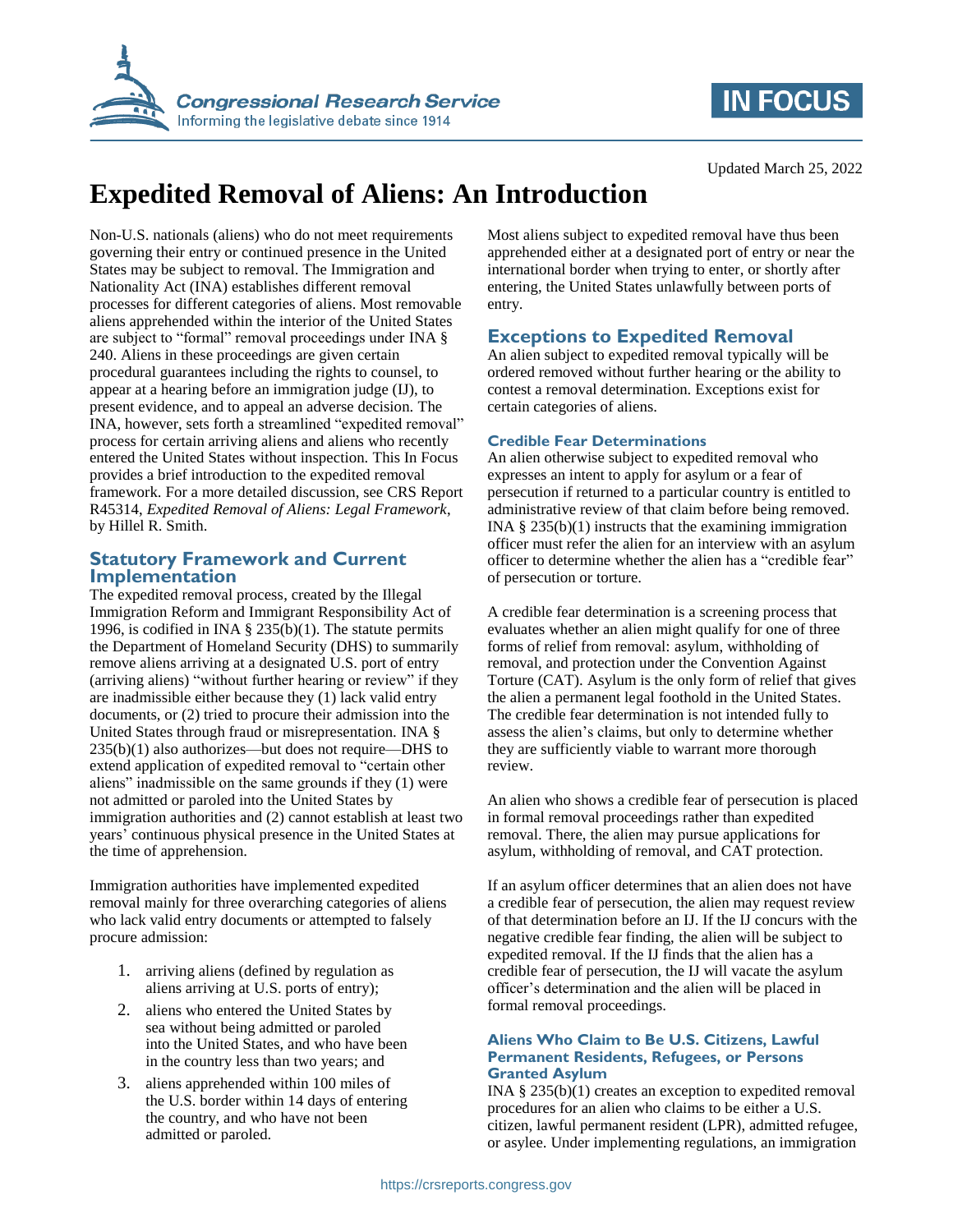# Expedited Removal of Aliens: An Introduction

Updated March 25, 2022

Non-U.S. nationals (aliens) who do not meet requirements governing their entry or continued presence in the United States may be subject to removal. The Immigration and Nationality Act (INA) establishes different removal processes for different categories of aliens. Most removable aliens apprehended within the interior of the United States are subject to "formal" removal proceedings under INA § 240. Aliens in these proceedings are given certain procedural guarantees including the rights to counsel, to appear at a hearing before an immigration judge (IJ), to present evidence, and to appeal an adverse decision. The INA, however, sets forth a streamlined "expedited removal" process for certain arriving aliens and aliens who recently entered the United States without inspection. This In Focus provides a brief introduction to the expedited removal framework. For a more detailed discussion, see CRS Report R45314, *Expedited Removal of Aliens: Legal Framework*, by Hillel R. Smith.

## Statutory Framework and Current Implementation

The expedited removal process, created by the Illegal Immigration Reform and Immigrant Responsibility Act of 1996, is codified in INA § 235(b)(1). The statute permits the Department of Homeland Security (DHS) to summarily remove aliens arriving at a designated U.S. port of entry (arriving aliens) "without further hearing or review" if they are inadmissible either because they (1) lack valid entry documents, or (2) tried to procure their admission into the United States through fraud or misrepresentation. INA § 235(b)(1) also authorizes—but does not require—DHS to extend application of expedited removal to "certain other aliens" inadmissible on the same grounds if they (1) were not admitted or paroled into the United States by immigration authorities and (2) cannot establish at least two years' continuous physical presence in the United States at the time of apprehension.

Immigration authorities have implemented expedited removal mainly for three overarching categories of aliens who lack valid entry documents or attempted to falsely procure admission:

1. arriving aliens (defined by regulation as aliens arriving at U.S. ports of entry);
2. aliens who entered the United States by sea without being admitted or paroled into the United States, and who have been in the country less than two years; and
3. aliens apprehended within 100 miles of the U.S. border within 14 days of entering the country, and who have not been admitted or paroled.

Most aliens subject to expedited removal have thus been apprehended either at a designated port of entry or near the international border when trying to enter, or shortly after entering, the United States unlawfully between ports of entry.

## Exceptions to Expedited Removal

An alien subject to expedited removal typically will be ordered removed without further hearing or the ability to contest a removal determination. Exceptions exist for certain categories of aliens.

### Credible Fear Determinations

An alien otherwise subject to expedited removal who expresses an intent to apply for asylum or a fear of persecution if returned to a particular country is entitled to administrative review of that claim before being removed. INA § 235(b)(1) instructs that the examining immigration officer must refer the alien for an interview with an asylum officer to determine whether the alien has a "credible fear" of persecution or torture.

A credible fear determination is a screening process that evaluates whether an alien might qualify for one of three forms of relief from removal: asylum, withholding of removal, and protection under the Convention Against Torture (CAT). Asylum is the only form of relief that gives the alien a permanent legal foothold in the United States. The credible fear determination is not intended fully to assess the alien's claims, but only to determine whether they are sufficiently viable to warrant more thorough review.

An alien who shows a credible fear of persecution is placed in formal removal proceedings rather than expedited removal. There, the alien may pursue applications for asylum, withholding of removal, and CAT protection.

If an asylum officer determines that an alien does not have a credible fear of persecution, the alien may request review of that determination before an IJ. If the IJ concurs with the negative credible fear finding, the alien will be subject to expedited removal. If the IJ finds that the alien has a credible fear of persecution, the IJ will vacate the asylum officer's determination and the alien will be placed in formal removal proceedings.

### Aliens Who Claim to Be U.S. Citizens, Lawful Permanent Residents, Refugees, or Persons Granted Asylum

INA § 235(b)(1) creates an exception to expedited removal procedures for an alien who claims to be either a U.S. citizen, lawful permanent resident (LPR), admitted refugee, or asylee. Under implementing regulations, an immigration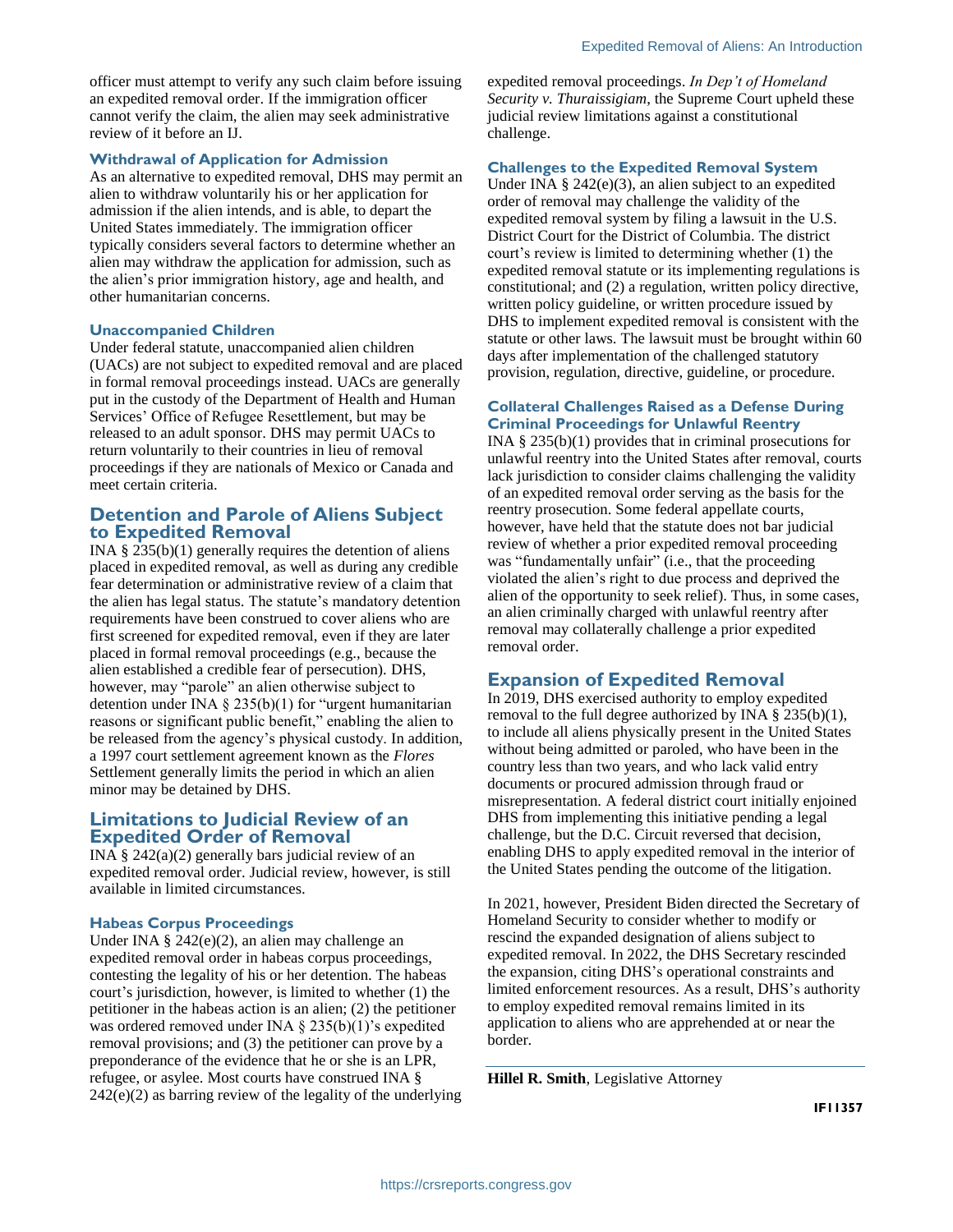officer must attempt to verify any such claim before issuing an expedited removal order. If the immigration officer cannot verify the claim, the alien may seek administrative review of it before an IJ.

### Withdrawal of Application for Admission

As an alternative to expedited removal, DHS may permit an alien to withdraw voluntarily his or her application for admission if the alien intends, and is able, to depart the United States immediately. The immigration officer typically considers several factors to determine whether an alien may withdraw the application for admission, such as the alien's prior immigration history, age and health, and other humanitarian concerns.

### Unaccompanied Children

Under federal statute, unaccompanied alien children (UACs) are not subject to expedited removal and are placed in formal removal proceedings instead. UACs are generally put in the custody of the Department of Health and Human Services' Office of Refugee Resettlement, but may be released to an adult sponsor. DHS may permit UACs to return voluntarily to their countries in lieu of removal proceedings if they are nationals of Mexico or Canada and meet certain criteria.

## Detention and Parole of Aliens Subject to Expedited Removal

INA § 235(b)(1) generally requires the detention of aliens placed in expedited removal, as well as during any credible fear determination or administrative review of a claim that the alien has legal status. The statute's mandatory detention requirements have been construed to cover aliens who are first screened for expedited removal, even if they are later placed in formal removal proceedings (e.g., because the alien established a credible fear of persecution). DHS, however, may "parole" an alien otherwise subject to detention under INA § 235(b)(1) for "urgent humanitarian reasons or significant public benefit," enabling the alien to be released from the agency's physical custody. In addition, a 1997 court settlement agreement known as the *Flores* Settlement generally limits the period in which an alien minor may be detained by DHS.

## Limitations to Judicial Review of an Expedited Order of Removal

INA § 242(a)(2) generally bars judicial review of an expedited removal order. Judicial review, however, is still available in limited circumstances.

### Habeas Corpus Proceedings

Under INA § 242(e)(2), an alien may challenge an expedited removal order in habeas corpus proceedings, contesting the legality of his or her detention. The habeas court's jurisdiction, however, is limited to whether (1) the petitioner in the habeas action is an alien; (2) the petitioner was ordered removed under INA § 235(b)(1)'s expedited removal provisions; and (3) the petitioner can prove by a preponderance of the evidence that he or she is an LPR, refugee, or asylee. Most courts have construed INA § 242(e)(2) as barring review of the legality of the underlying expedited removal proceedings. *In Dep't of Homeland Security v. Thuraissigiam*, the Supreme Court upheld these judicial review limitations against a constitutional challenge.

### Challenges to the Expedited Removal System

Under INA § 242(e)(3), an alien subject to an expedited order of removal may challenge the validity of the expedited removal system by filing a lawsuit in the U.S. District Court for the District of Columbia. The district court's review is limited to determining whether (1) the expedited removal statute or its implementing regulations is constitutional; and (2) a regulation, written policy directive, written policy guideline, or written procedure issued by DHS to implement expedited removal is consistent with the statute or other laws. The lawsuit must be brought within 60 days after implementation of the challenged statutory provision, regulation, directive, guideline, or procedure.

### Collateral Challenges Raised as a Defense During Criminal Proceedings for Unlawful Reentry

INA § 235(b)(1) provides that in criminal prosecutions for unlawful reentry into the United States after removal, courts lack jurisdiction to consider claims challenging the validity of an expedited removal order serving as the basis for the reentry prosecution. Some federal appellate courts, however, have held that the statute does not bar judicial review of whether a prior expedited removal proceeding was "fundamentally unfair" (i.e., that the proceeding violated the alien's right to due process and deprived the alien of the opportunity to seek relief). Thus, in some cases, an alien criminally charged with unlawful reentry after removal may collaterally challenge a prior expedited removal order.

## Expansion of Expedited Removal

In 2019, DHS exercised authority to employ expedited removal to the full degree authorized by INA § 235(b)(1), to include all aliens physically present in the United States without being admitted or paroled, who have been in the country less than two years, and who lack valid entry documents or procured admission through fraud or misrepresentation. A federal district court initially enjoined DHS from implementing this initiative pending a legal challenge, but the D.C. Circuit reversed that decision, enabling DHS to apply expedited removal in the interior of the United States pending the outcome of the litigation.

In 2021, however, President Biden directed the Secretary of Homeland Security to consider whether to modify or rescind the expanded designation of aliens subject to expedited removal. In 2022, the DHS Secretary rescinded the expansion, citing DHS's operational constraints and limited enforcement resources. As a result, DHS's authority to employ expedited removal remains limited in its application to aliens who are apprehended at or near the border.

**Hillel R. Smith**, Legislative Attorney

**IF11357**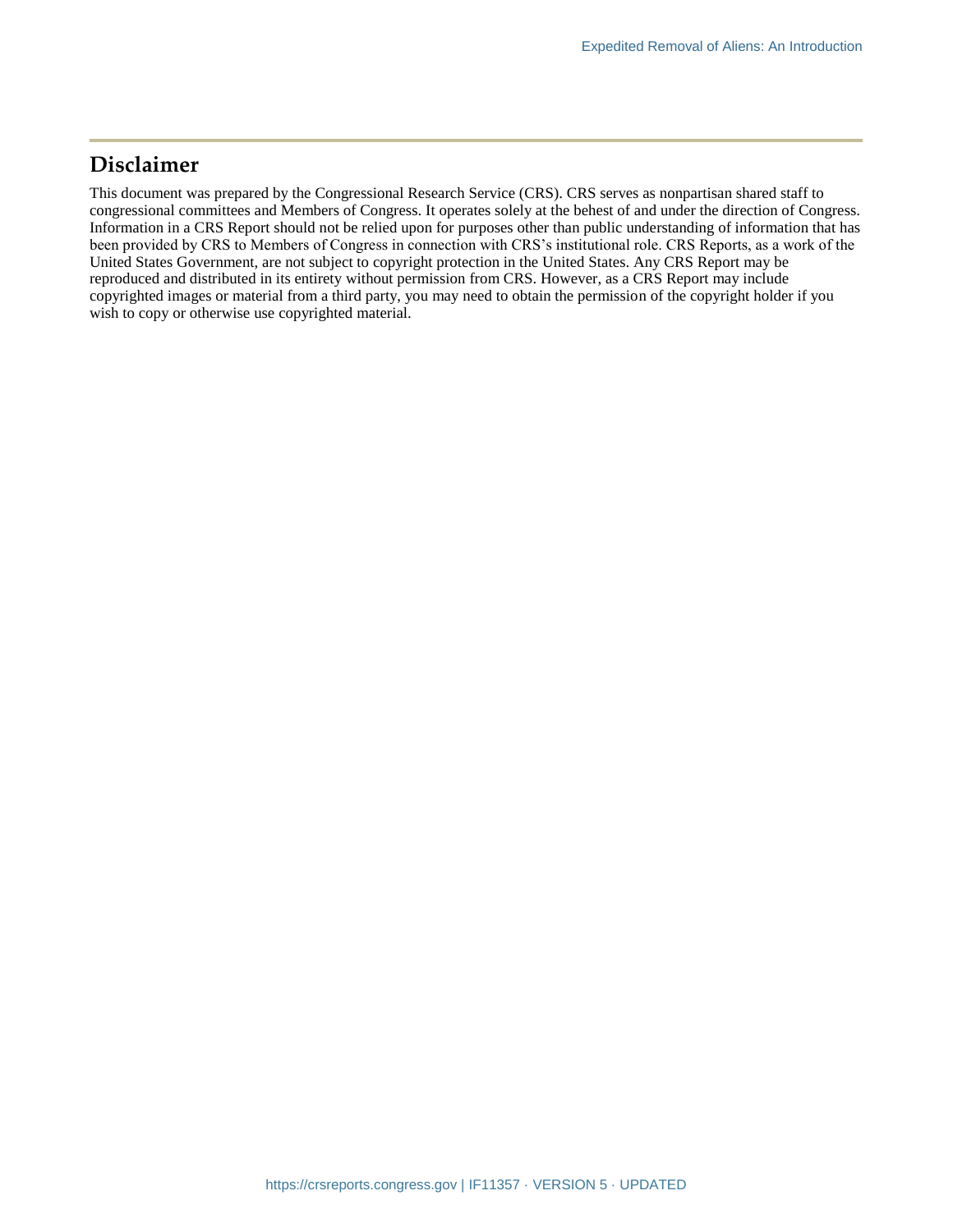## Disclaimer

This document was prepared by the Congressional Research Service (CRS). CRS serves as nonpartisan shared staff to congressional committees and Members of Congress. It operates solely at the behest of and under the direction of Congress. Information in a CRS Report should not be relied upon for purposes other than public understanding of information that has been provided by CRS to Members of Congress in connection with CRS's institutional role. CRS Reports, as a work of the United States Government, are not subject to copyright protection in the United States. Any CRS Report may be reproduced and distributed in its entirety without permission from CRS. However, as a CRS Report may include copyrighted images or material from a third party, you may need to obtain the permission of the copyright holder if you wish to copy or otherwise use copyrighted material.